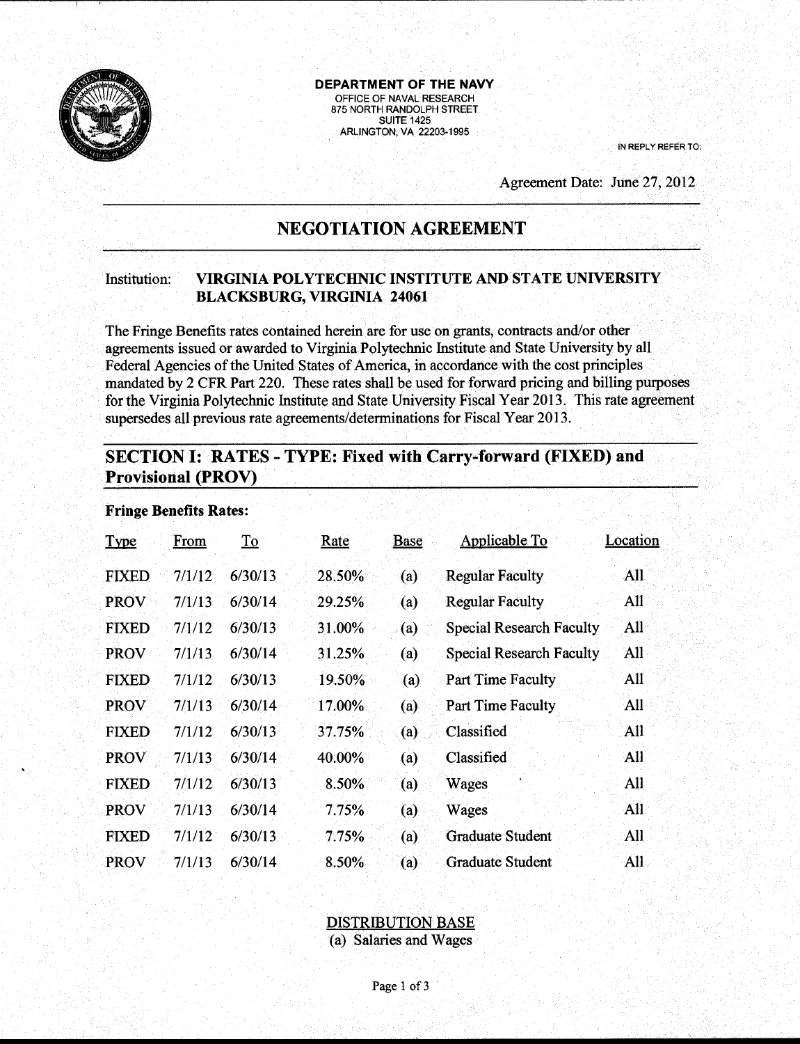**DEPARTMENT OF THE NAVY**
OFFICE OF NAVAL RESEARCH
875 NORTH RANDOLPH STREET
SUITE 1425
ARLINGTON, VA 22203-1995

IN REPLY REFER TO:

Agreement Date: June 27, 2012

# NEGOTIATION AGREEMENT

Institution: **VIRGINIA POLYTECHNIC INSTITUTE AND STATE UNIVERSITY BLACKSBURG, VIRGINIA 24061**

The Fringe Benefits rates contained herein are for use on grants, contracts and/or other agreements issued or awarded to Virginia Polytechnic Institute and State University by all Federal Agencies of the United States of America, in accordance with the cost principles mandated by 2 CFR Part 220. These rates shall be used for forward pricing and billing purposes for the Virginia Polytechnic Institute and State University Fiscal Year 2013. This rate agreement supersedes all previous rate agreements/determinations for Fiscal Year 2013.

## SECTION I: RATES - TYPE: Fixed with Carry-forward (FIXED) and Provisional (PROV)

**Fringe Benefits Rates:**

| Type | From | To | Rate | Base | Applicable To | Location |
|---|---|---|---|---|---|---|
| FIXED | 7/1/12 | 6/30/13 | 28.50% | (a) | Regular Faculty | All |
| PROV | 7/1/13 | 6/30/14 | 29.25% | (a) | Regular Faculty | All |
| FIXED | 7/1/12 | 6/30/13 | 31.00% | (a) | Special Research Faculty | All |
| PROV | 7/1/13 | 6/30/14 | 31.25% | (a) | Special Research Faculty | All |
| FIXED | 7/1/12 | 6/30/13 | 19.50% | (a) | Part Time Faculty | All |
| PROV | 7/1/13 | 6/30/14 | 17.00% | (a) | Part Time Faculty | All |
| FIXED | 7/1/12 | 6/30/13 | 37.75% | (a) | Classified | All |
| PROV | 7/1/13 | 6/30/14 | 40.00% | (a) | Classified | All |
| FIXED | 7/1/12 | 6/30/13 | 8.50% | (a) | Wages | All |
| PROV | 7/1/13 | 6/30/14 | 7.75% | (a) | Wages | All |
| FIXED | 7/1/12 | 6/30/13 | 7.75% | (a) | Graduate Student | All |
| PROV | 7/1/13 | 6/30/14 | 8.50% | (a) | Graduate Student | All |

DISTRIBUTION BASE
(a) Salaries and Wages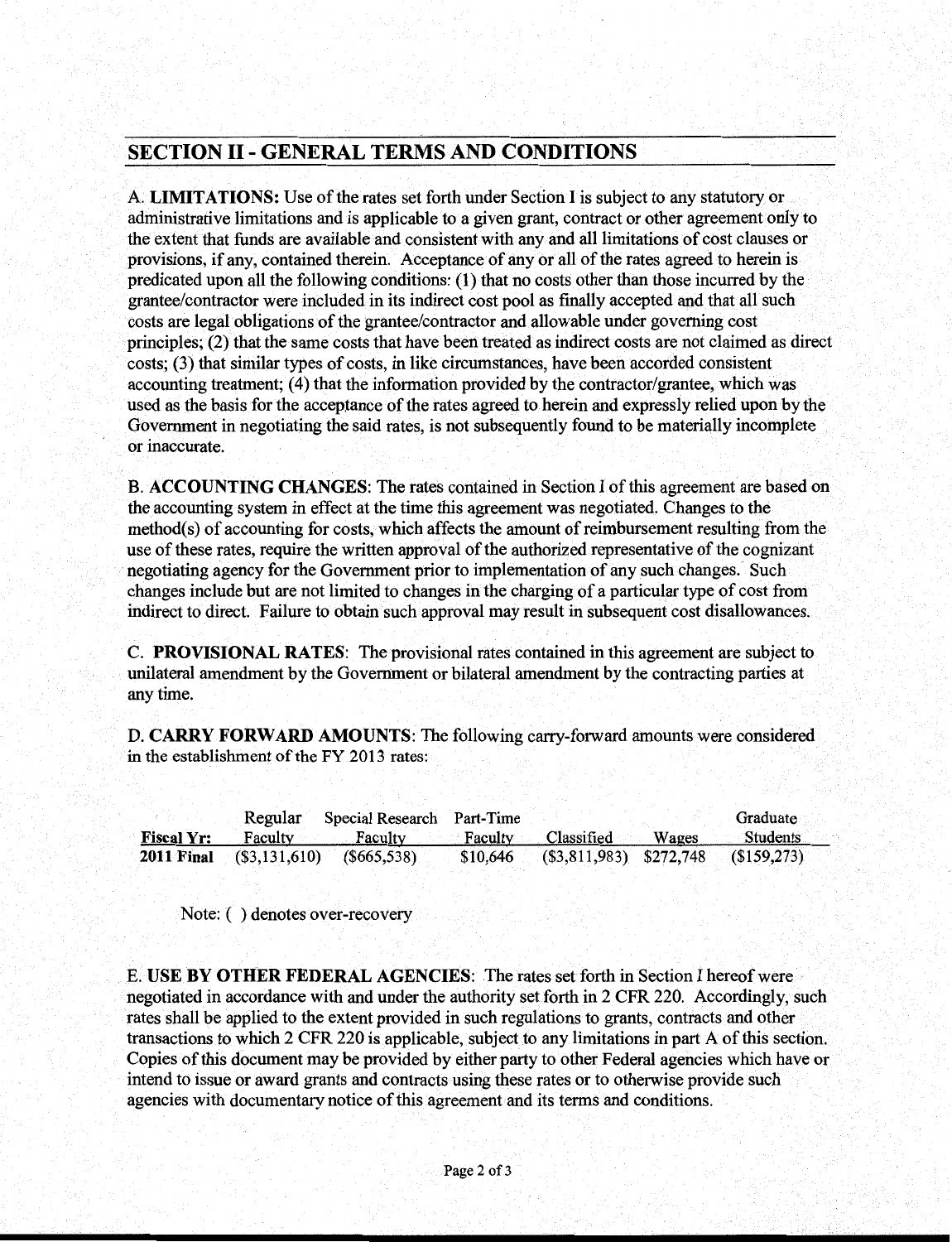## SECTION II - GENERAL TERMS AND CONDITIONS

A. **LIMITATIONS:** Use of the rates set forth under Section I is subject to any statutory or administrative limitations and is applicable to a given grant, contract or other agreement only to the extent that funds are available and consistent with any and all limitations of cost clauses or provisions, if any, contained therein. Acceptance of any or all of the rates agreed to herein is predicated upon all the following conditions: (1) that no costs other than those incurred by the grantee/contractor were included in its indirect cost pool as finally accepted and that all such costs are legal obligations of the grantee/contractor and allowable under governing cost principles; (2) that the same costs that have been treated as indirect costs are not claimed as direct costs; (3) that similar types of costs, in like circumstances, have been accorded consistent accounting treatment; (4) that the information provided by the contractor/grantee, which was used as the basis for the acceptance of the rates agreed to herein and expressly relied upon by the Government in negotiating the said rates, is not subsequently found to be materially incomplete or inaccurate.

B. **ACCOUNTING CHANGES**: The rates contained in Section I of this agreement are based on the accounting system in effect at the time this agreement was negotiated. Changes to the method(s) of accounting for costs, which affects the amount of reimbursement resulting from the use of these rates, require the written approval of the authorized representative of the cognizant negotiating agency for the Government prior to implementation of any such changes. Such changes include but are not limited to changes in the charging of a particular type of cost from indirect to direct. Failure to obtain such approval may result in subsequent cost disallowances.

C. **PROVISIONAL RATES**: The provisional rates contained in this agreement are subject to unilateral amendment by the Government or bilateral amendment by the contracting parties at any time.

D. **CARRY FORWARD AMOUNTS**: The following carry-forward amounts were considered in the establishment of the FY 2013 rates:

| Fiscal Yr: | Regular Faculty | Special Research Faculty | Part-Time Faculty | Classified | Wages | Graduate Students |
|---|---|---|---|---|---|---|
| **2011 Final** | ($3,131,610) | ($665,538) | $10,646 | ($3,811,983) | $272,748 | ($159,273) |

Note: ( ) denotes over-recovery

E. **USE BY OTHER FEDERAL AGENCIES**: The rates set forth in Section I hereof were negotiated in accordance with and under the authority set forth in 2 CFR 220. Accordingly, such rates shall be applied to the extent provided in such regulations to grants, contracts and other transactions to which 2 CFR 220 is applicable, subject to any limitations in part A of this section. Copies of this document may be provided by either party to other Federal agencies which have or intend to issue or award grants and contracts using these rates or to otherwise provide such agencies with documentary notice of this agreement and its terms and conditions.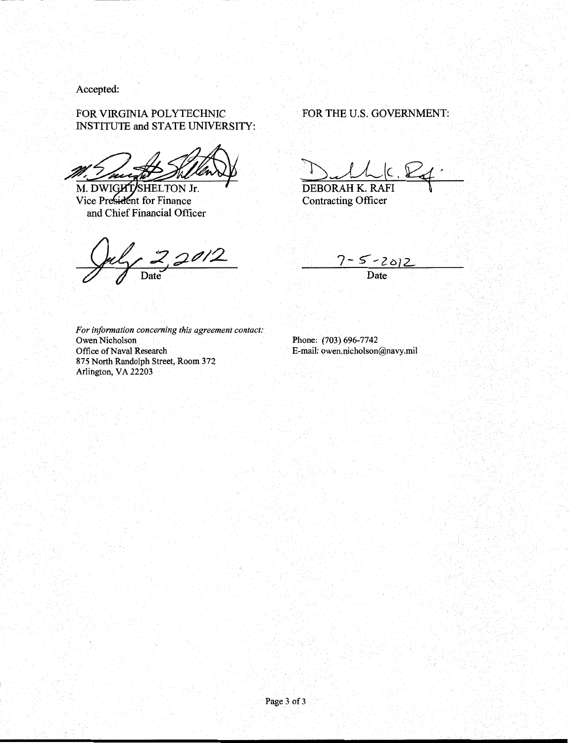Accepted:

FOR VIRGINIA POLYTECHNIC INSTITUTE and STATE UNIVERSITY:

M. DWIGHT SHELTON Jr.
Vice President for Finance
and Chief Financial Officer

July 2, 2012
Date

FOR THE U.S. GOVERNMENT:

DEBORAH K. RAFI
Contracting Officer

7-5-2012
Date

*For information concerning this agreement contact:*
Owen Nicholson
Office of Naval Research
875 North Randolph Street, Room 372
Arlington, VA 22203

Phone: (703) 696-7742
E-mail: owen.nicholson@navy.mil